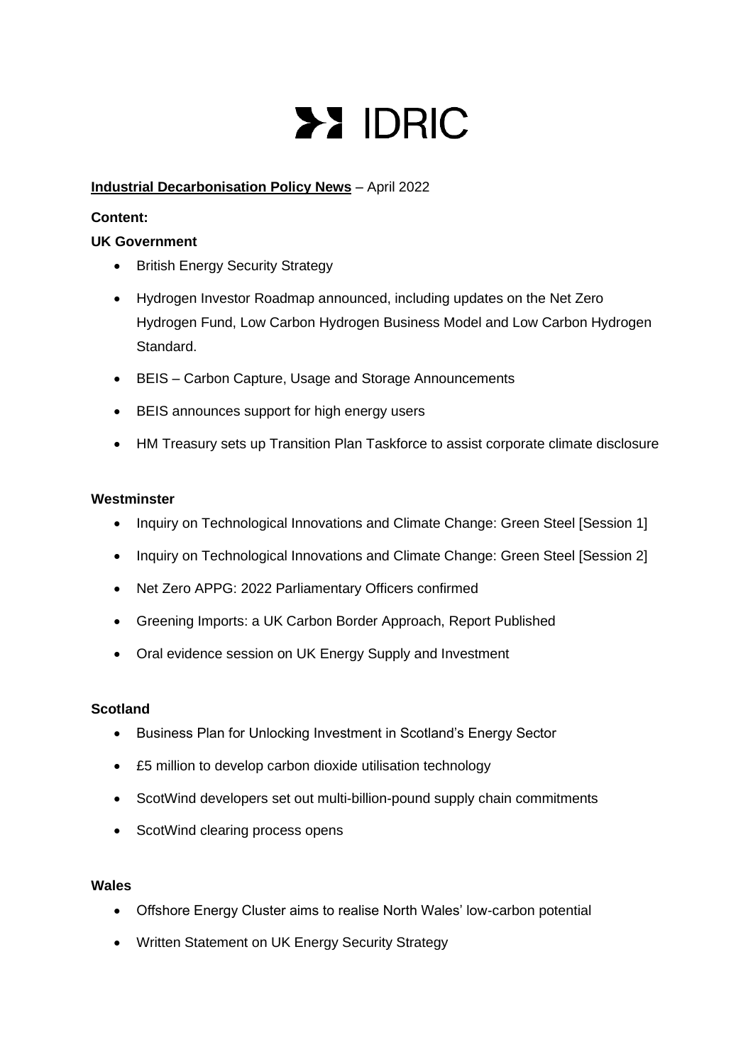# IDRIC

**Industrial Decarbonisation Policy News** – April 2022

**Content:**

**UK Government**

- British Energy Security Strategy
- Hydrogen Investor Roadmap announced, including updates on the Net Zero Hydrogen Fund, Low Carbon Hydrogen Business Model and Low Carbon Hydrogen Standard.
- BEIS – Carbon Capture, Usage and Storage Announcements
- BEIS announces support for high energy users
- HM Treasury sets up Transition Plan Taskforce to assist corporate climate disclosure

**Westminster**

- Inquiry on Technological Innovations and Climate Change: Green Steel [Session 1]
- Inquiry on Technological Innovations and Climate Change: Green Steel [Session 2]
- Net Zero APPG: 2022 Parliamentary Officers confirmed
- Greening Imports: a UK Carbon Border Approach, Report Published
- Oral evidence session on UK Energy Supply and Investment

**Scotland**

- Business Plan for Unlocking Investment in Scotland's Energy Sector
- £5 million to develop carbon dioxide utilisation technology
- ScotWind developers set out multi-billion-pound supply chain commitments
- ScotWind clearing process opens

**Wales**

- Offshore Energy Cluster aims to realise North Wales' low-carbon potential
- Written Statement on UK Energy Security Strategy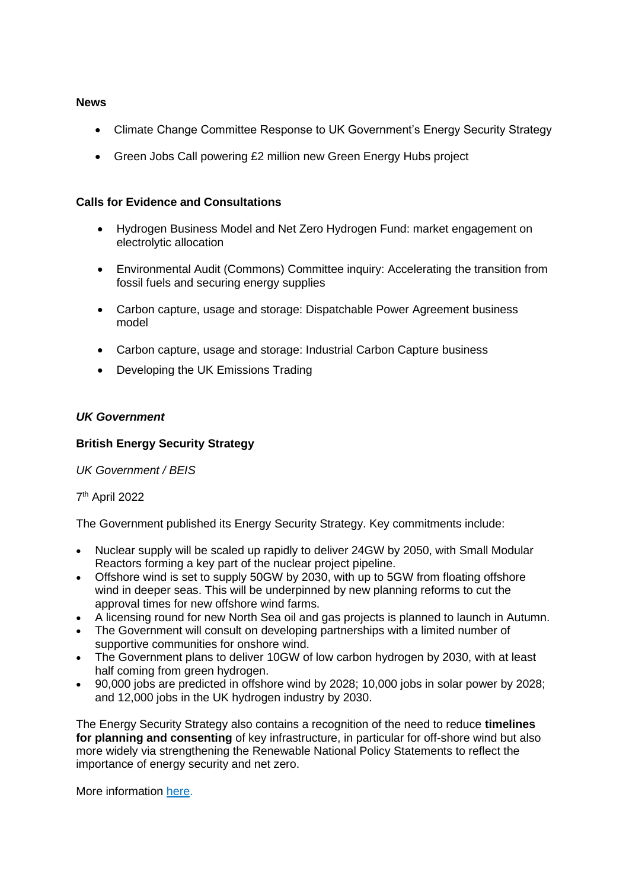**News**

- Climate Change Committee Response to UK Government's Energy Security Strategy
- Green Jobs Call powering £2 million new Green Energy Hubs project

**Calls for Evidence and Consultations**

- Hydrogen Business Model and Net Zero Hydrogen Fund: market engagement on electrolytic allocation
- Environmental Audit (Commons) Committee inquiry: Accelerating the transition from fossil fuels and securing energy supplies
- Carbon capture, usage and storage: Dispatchable Power Agreement business model
- Carbon capture, usage and storage: Industrial Carbon Capture business
- Developing the UK Emissions Trading

***UK Government***

**British Energy Security Strategy**

*UK Government / BEIS*

7th April 2022

The Government published its Energy Security Strategy. Key commitments include:

- Nuclear supply will be scaled up rapidly to deliver 24GW by 2050, with Small Modular Reactors forming a key part of the nuclear project pipeline.
- Offshore wind is set to supply 50GW by 2030, with up to 5GW from floating offshore wind in deeper seas. This will be underpinned by new planning reforms to cut the approval times for new offshore wind farms.
- A licensing round for new North Sea oil and gas projects is planned to launch in Autumn.
- The Government will consult on developing partnerships with a limited number of supportive communities for onshore wind.
- The Government plans to deliver 10GW of low carbon hydrogen by 2030, with at least half coming from green hydrogen.
- 90,000 jobs are predicted in offshore wind by 2028; 10,000 jobs in solar power by 2028; and 12,000 jobs in the UK hydrogen industry by 2030.

The Energy Security Strategy also contains a recognition of the need to reduce **timelines for planning and consenting** of key infrastructure, in particular for off-shore wind but also more widely via strengthening the Renewable National Policy Statements to reflect the importance of energy security and net zero.

More information here.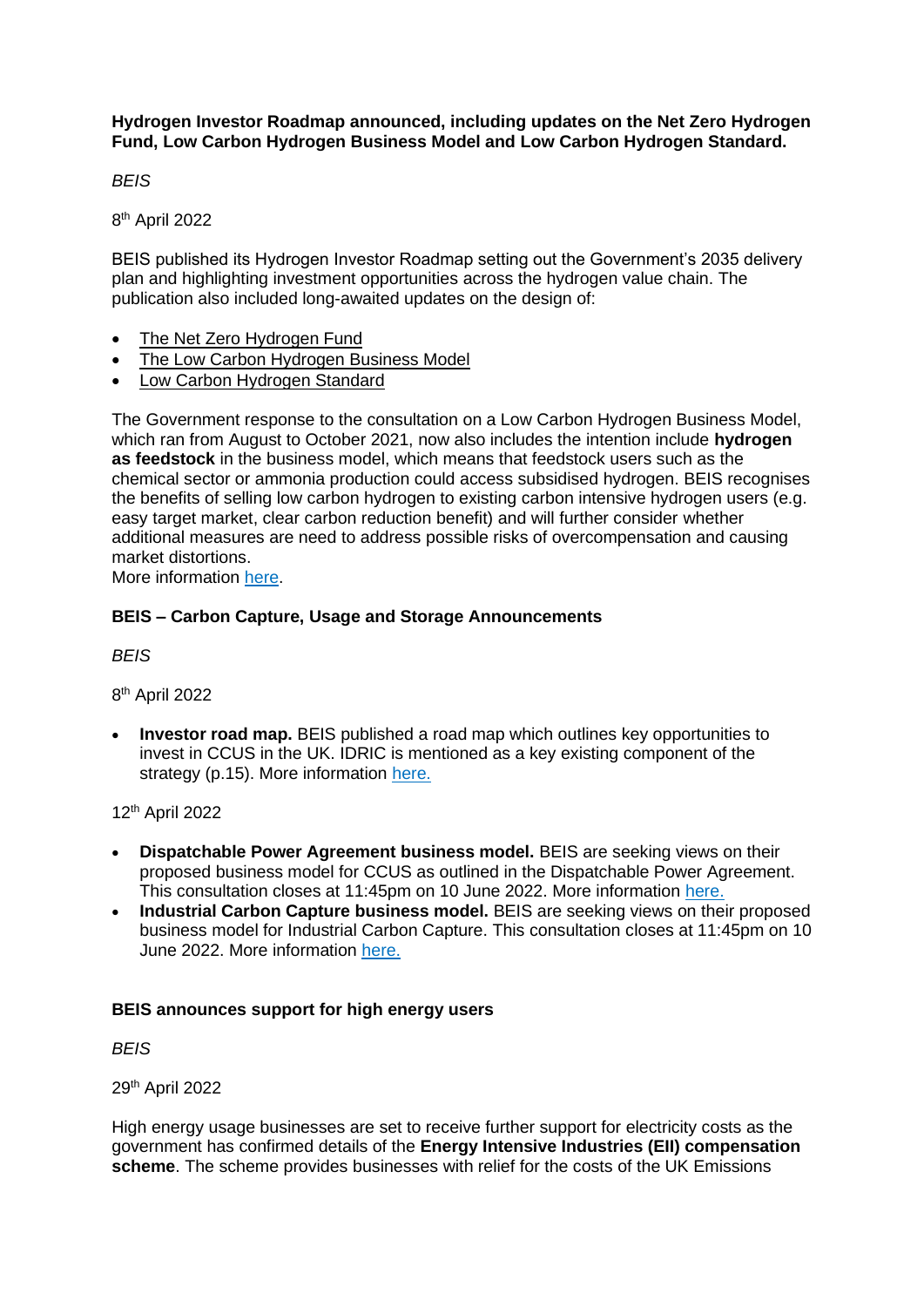**Hydrogen Investor Roadmap announced, including updates on the Net Zero Hydrogen Fund, Low Carbon Hydrogen Business Model and Low Carbon Hydrogen Standard.**

*BEIS*

8th April 2022

BEIS published its Hydrogen Investor Roadmap setting out the Government's 2035 delivery plan and highlighting investment opportunities across the hydrogen value chain. The publication also included long-awaited updates on the design of:

- The Net Zero Hydrogen Fund
- The Low Carbon Hydrogen Business Model
- Low Carbon Hydrogen Standard

The Government response to the consultation on a Low Carbon Hydrogen Business Model, which ran from August to October 2021, now also includes the intention include **hydrogen as feedstock** in the business model, which means that feedstock users such as the chemical sector or ammonia production could access subsidised hydrogen. BEIS recognises the benefits of selling low carbon hydrogen to existing carbon intensive hydrogen users (e.g. easy target market, clear carbon reduction benefit) and will further consider whether additional measures are need to address possible risks of overcompensation and causing market distortions.
More information here.

**BEIS – Carbon Capture, Usage and Storage Announcements**

*BEIS*

8th April 2022

- **Investor road map.** BEIS published a road map which outlines key opportunities to invest in CCUS in the UK. IDRIC is mentioned as a key existing component of the strategy (p.15). More information here.

12th April 2022

- **Dispatchable Power Agreement business model.** BEIS are seeking views on their proposed business model for CCUS as outlined in the Dispatchable Power Agreement. This consultation closes at 11:45pm on 10 June 2022. More information here.
- **Industrial Carbon Capture business model.** BEIS are seeking views on their proposed business model for Industrial Carbon Capture. This consultation closes at 11:45pm on 10 June 2022. More information here.

**BEIS announces support for high energy users**

*BEIS*

29th April 2022

High energy usage businesses are set to receive further support for electricity costs as the government has confirmed details of the **Energy Intensive Industries (EII) compensation scheme**. The scheme provides businesses with relief for the costs of the UK Emissions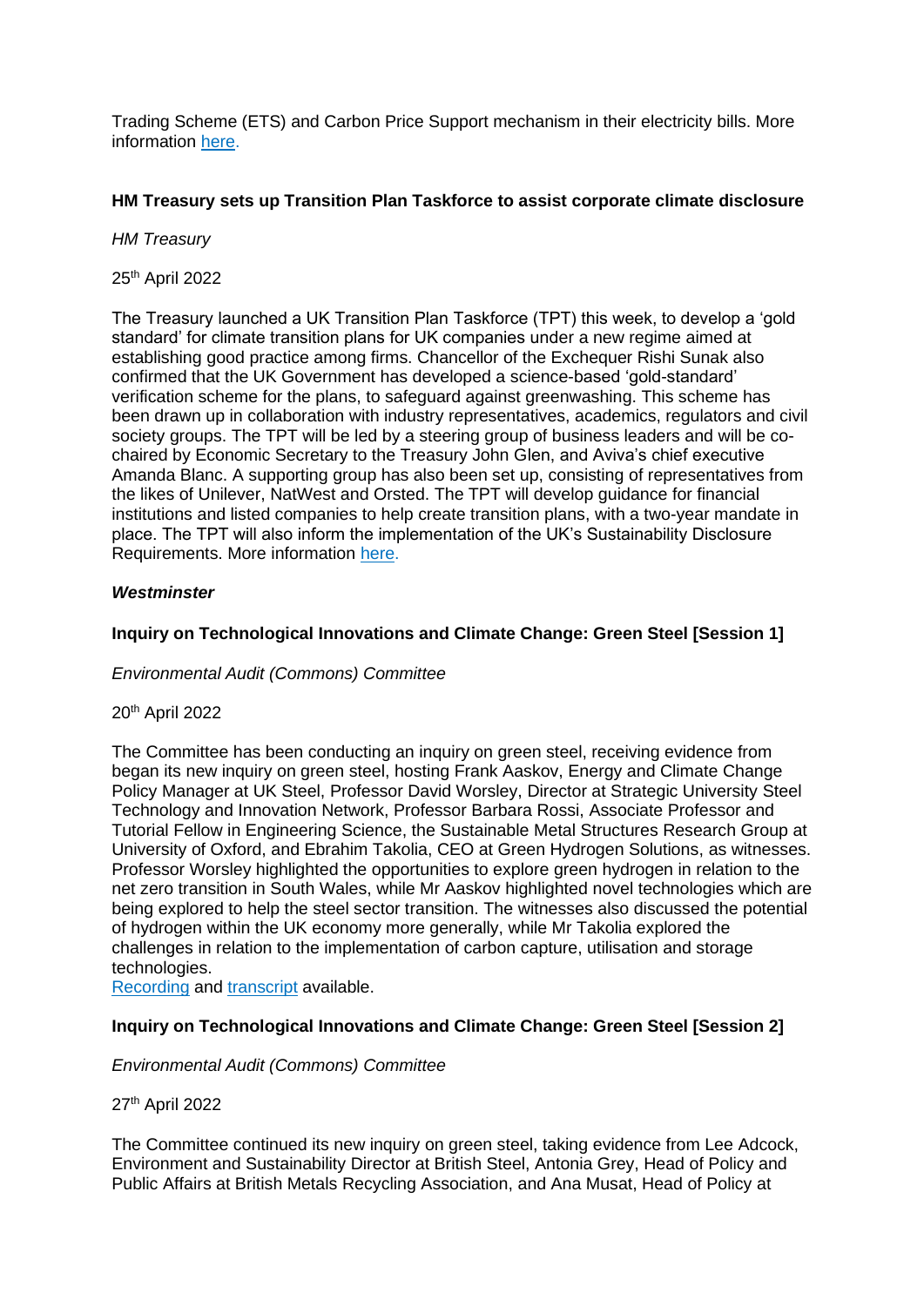Trading Scheme (ETS) and Carbon Price Support mechanism in their electricity bills. More information [here](here).

**HM Treasury sets up Transition Plan Taskforce to assist corporate climate disclosure**

*HM Treasury*

25th April 2022

The Treasury launched a UK Transition Plan Taskforce (TPT) this week, to develop a 'gold standard' for climate transition plans for UK companies under a new regime aimed at establishing good practice among firms. Chancellor of the Exchequer Rishi Sunak also confirmed that the UK Government has developed a science-based 'gold-standard' verification scheme for the plans, to safeguard against greenwashing. This scheme has been drawn up in collaboration with industry representatives, academics, regulators and civil society groups. The TPT will be led by a steering group of business leaders and will be co-chaired by Economic Secretary to the Treasury John Glen, and Aviva's chief executive Amanda Blanc. A supporting group has also been set up, consisting of representatives from the likes of Unilever, NatWest and Orsted. The TPT will develop guidance for financial institutions and listed companies to help create transition plans, with a two-year mandate in place. The TPT will also inform the implementation of the UK's Sustainability Disclosure Requirements. More information [here](here).

***Westminster***

**Inquiry on Technological Innovations and Climate Change: Green Steel [Session 1]**

*Environmental Audit (Commons) Committee*

20th April 2022

The Committee has been conducting an inquiry on green steel, receiving evidence from began its new inquiry on green steel, hosting Frank Aaskov, Energy and Climate Change Policy Manager at UK Steel, Professor David Worsley, Director at Strategic University Steel Technology and Innovation Network, Professor Barbara Rossi, Associate Professor and Tutorial Fellow in Engineering Science, the Sustainable Metal Structures Research Group at University of Oxford, and Ebrahim Takolia, CEO at Green Hydrogen Solutions, as witnesses. Professor Worsley highlighted the opportunities to explore green hydrogen in relation to the net zero transition in South Wales, while Mr Aaskov highlighted novel technologies which are being explored to help the steel sector transition. The witnesses also discussed the potential of hydrogen within the UK economy more generally, while Mr Takolia explored the challenges in relation to the implementation of carbon capture, utilisation and storage technologies.
[Recording](Recording) and [transcript](transcript) available.

**Inquiry on Technological Innovations and Climate Change: Green Steel [Session 2]**

*Environmental Audit (Commons) Committee*

27th April 2022

The Committee continued its new inquiry on green steel, taking evidence from Lee Adcock, Environment and Sustainability Director at British Steel, Antonia Grey, Head of Policy and Public Affairs at British Metals Recycling Association, and Ana Musat, Head of Policy at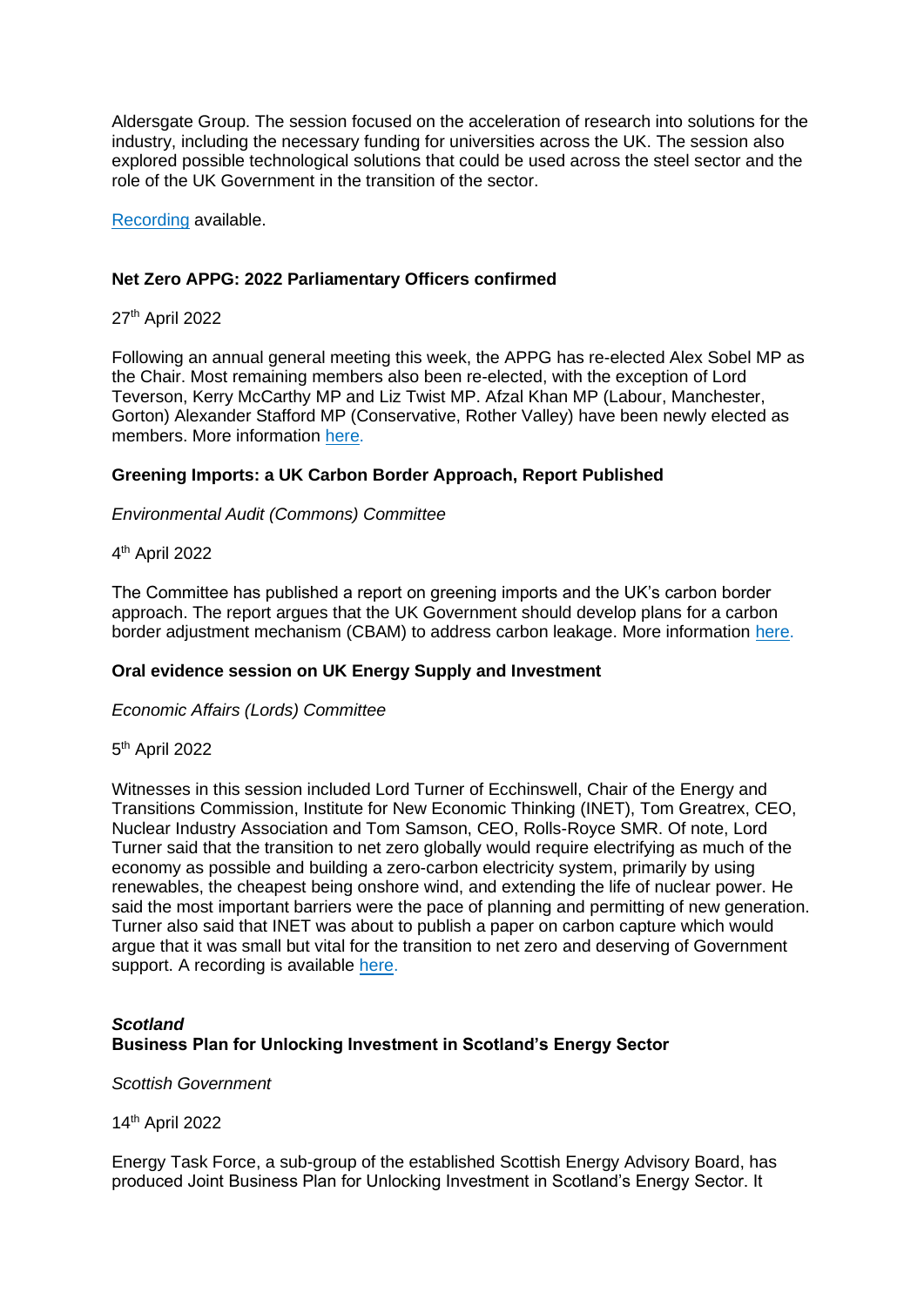Aldersgate Group. The session focused on the acceleration of research into solutions for the industry, including the necessary funding for universities across the UK. The session also explored possible technological solutions that could be used across the steel sector and the role of the UK Government in the transition of the sector.

[Recording](#) available.

**Net Zero APPG: 2022 Parliamentary Officers confirmed**

27th April 2022

Following an annual general meeting this week, the APPG has re-elected Alex Sobel MP as the Chair. Most remaining members also been re-elected, with the exception of Lord Teverson, Kerry McCarthy MP and Liz Twist MP. Afzal Khan MP (Labour, Manchester, Gorton) Alexander Stafford MP (Conservative, Rother Valley) have been newly elected as members. More information [here.](#)

**Greening Imports: a UK Carbon Border Approach, Report Published**

*Environmental Audit (Commons) Committee*

4th April 2022

The Committee has published a report on greening imports and the UK's carbon border approach. The report argues that the UK Government should develop plans for a carbon border adjustment mechanism (CBAM) to address carbon leakage. More information [here.](#)

**Oral evidence session on UK Energy Supply and Investment**

*Economic Affairs (Lords) Committee*

5th April 2022

Witnesses in this session included Lord Turner of Ecchinswell, Chair of the Energy and Transitions Commission, Institute for New Economic Thinking (INET), Tom Greatrex, CEO, Nuclear Industry Association and Tom Samson, CEO, Rolls-Royce SMR. Of note, Lord Turner said that the transition to net zero globally would require electrifying as much of the economy as possible and building a zero-carbon electricity system, primarily by using renewables, the cheapest being onshore wind, and extending the life of nuclear power. He said the most important barriers were the pace of planning and permitting of new generation. Turner also said that INET was about to publish a paper on carbon capture which would argue that it was small but vital for the transition to net zero and deserving of Government support. A recording is available [here.](#)

***Scotland***
**Business Plan for Unlocking Investment in Scotland's Energy Sector**

*Scottish Government*

14th April 2022

Energy Task Force, a sub-group of the established Scottish Energy Advisory Board, has produced Joint Business Plan for Unlocking Investment in Scotland's Energy Sector. It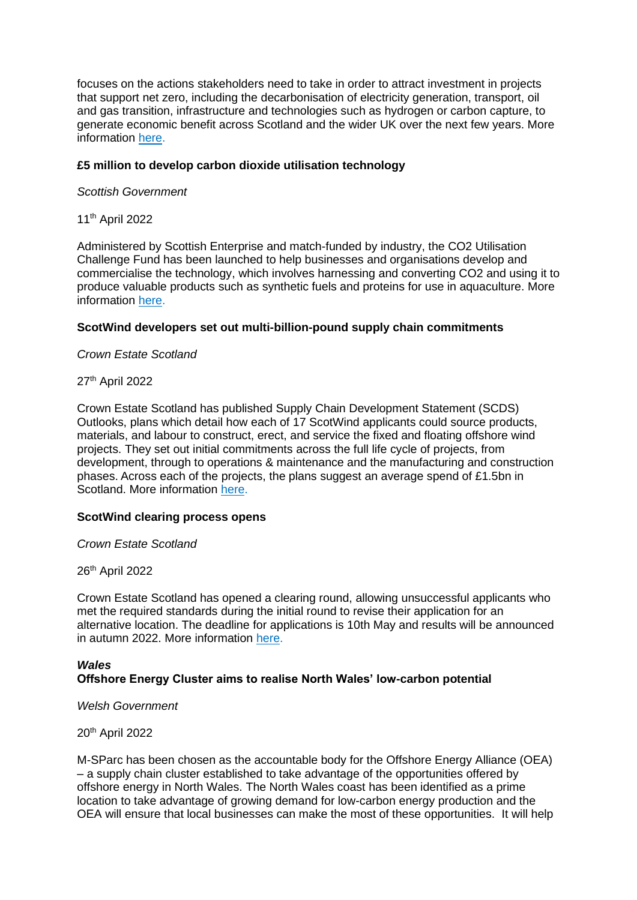focuses on the actions stakeholders need to take in order to attract investment in projects that support net zero, including the decarbonisation of electricity generation, transport, oil and gas transition, infrastructure and technologies such as hydrogen or carbon capture, to generate economic benefit across Scotland and the wider UK over the next few years. More information here.

**£5 million to develop carbon dioxide utilisation technology**

*Scottish Government*

11th April 2022

Administered by Scottish Enterprise and match-funded by industry, the CO2 Utilisation Challenge Fund has been launched to help businesses and organisations develop and commercialise the technology, which involves harnessing and converting CO2 and using it to produce valuable products such as synthetic fuels and proteins for use in aquaculture. More information here.

**ScotWind developers set out multi-billion-pound supply chain commitments**

*Crown Estate Scotland*

27th April 2022

Crown Estate Scotland has published Supply Chain Development Statement (SCDS) Outlooks, plans which detail how each of 17 ScotWind applicants could source products, materials, and labour to construct, erect, and service the fixed and floating offshore wind projects. They set out initial commitments across the full life cycle of projects, from development, through to operations & maintenance and the manufacturing and construction phases. Across each of the projects, the plans suggest an average spend of £1.5bn in Scotland. More information here.

**ScotWind clearing process opens**

*Crown Estate Scotland*

26th April 2022

Crown Estate Scotland has opened a clearing round, allowing unsuccessful applicants who met the required standards during the initial round to revise their application for an alternative location. The deadline for applications is 10th May and results will be announced in autumn 2022. More information here.

***Wales***

**Offshore Energy Cluster aims to realise North Wales' low-carbon potential**

*Welsh Government*

20th April 2022

M-SParc has been chosen as the accountable body for the Offshore Energy Alliance (OEA) – a supply chain cluster established to take advantage of the opportunities offered by offshore energy in North Wales. The North Wales coast has been identified as a prime location to take advantage of growing demand for low-carbon energy production and the OEA will ensure that local businesses can make the most of these opportunities. It will help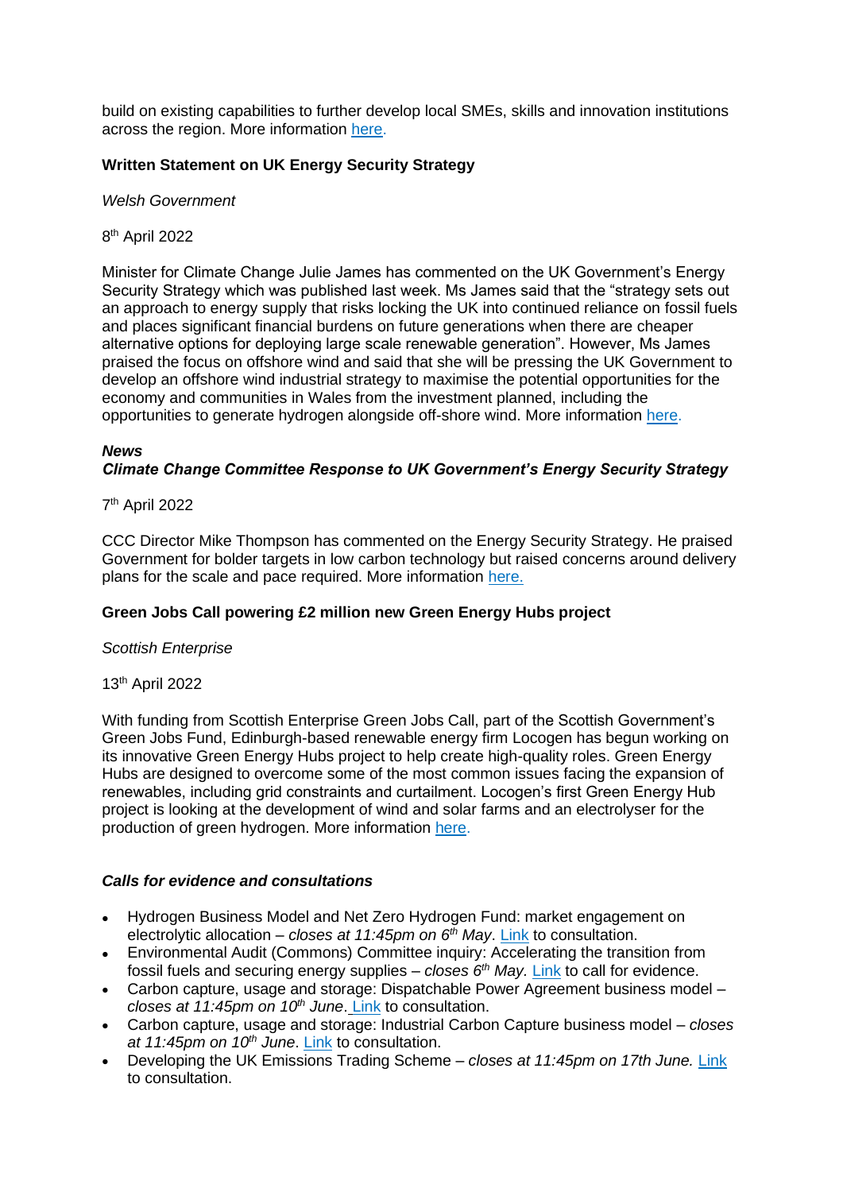build on existing capabilities to further develop local SMEs, skills and innovation institutions across the region. More information [here.](#)

**Written Statement on UK Energy Security Strategy**

*Welsh Government*

8th April 2022

Minister for Climate Change Julie James has commented on the UK Government's Energy Security Strategy which was published last week. Ms James said that the "strategy sets out an approach to energy supply that risks locking the UK into continued reliance on fossil fuels and places significant financial burdens on future generations when there are cheaper alternative options for deploying large scale renewable generation". However, Ms James praised the focus on offshore wind and said that she will be pressing the UK Government to develop an offshore wind industrial strategy to maximise the potential opportunities for the economy and communities in Wales from the investment planned, including the opportunities to generate hydrogen alongside off-shore wind. More information [here.](#)

***News***

***Climate Change Committee Response to UK Government's Energy Security Strategy***

7th April 2022

CCC Director Mike Thompson has commented on the Energy Security Strategy. He praised Government for bolder targets in low carbon technology but raised concerns around delivery plans for the scale and pace required. More information [here.](#)

**Green Jobs Call powering £2 million new Green Energy Hubs project**

*Scottish Enterprise*

13th April 2022

With funding from Scottish Enterprise Green Jobs Call, part of the Scottish Government's Green Jobs Fund, Edinburgh-based renewable energy firm Locogen has begun working on its innovative Green Energy Hubs project to help create high-quality roles. Green Energy Hubs are designed to overcome some of the most common issues facing the expansion of renewables, including grid constraints and curtailment. Locogen's first Green Energy Hub project is looking at the development of wind and solar farms and an electrolyser for the production of green hydrogen. More information [here.](#)

***Calls for evidence and consultations***

- Hydrogen Business Model and Net Zero Hydrogen Fund: market engagement on electrolytic allocation – *closes at 11:45pm on 6th May*. [Link](#) to consultation.
- Environmental Audit (Commons) Committee inquiry: Accelerating the transition from fossil fuels and securing energy supplies – *closes 6th May.* [Link](#) to call for evidence.
- Carbon capture, usage and storage: Dispatchable Power Agreement business model – *closes at 11:45pm on 10th June*. [Link](#) to consultation.
- Carbon capture, usage and storage: Industrial Carbon Capture business model – *closes at 11:45pm on 10th June*. [Link](#) to consultation.
- Developing the UK Emissions Trading Scheme – *closes at 11:45pm on 17th June.* [Link](#) to consultation.